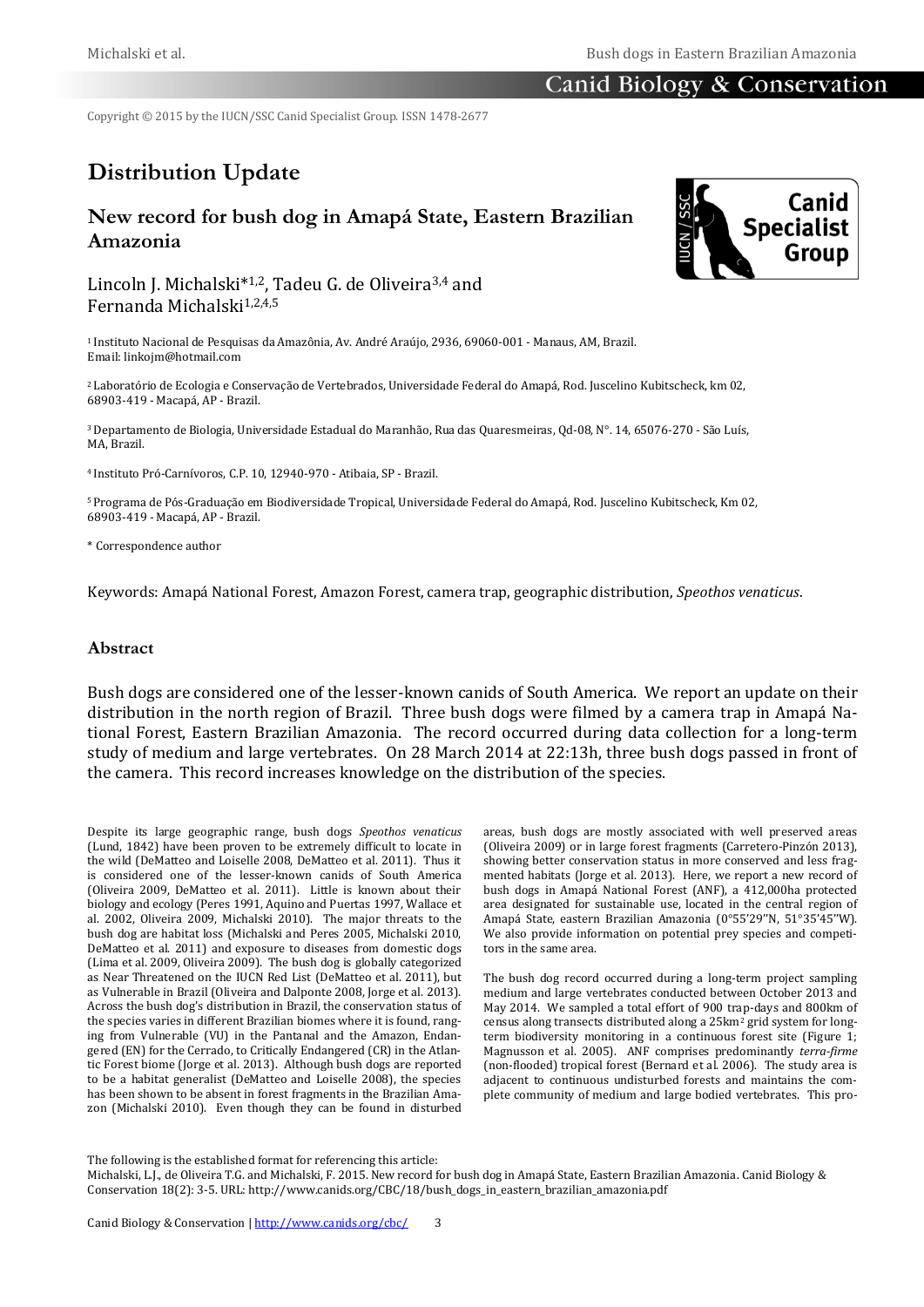Copyright © 2015 by the IUCN/SSC Canid Specialist Group. ISSN 1478-2677

# Distribution Update

## New record for bush dog in Amapá State, Eastern Brazilian Amazonia

Lincoln J. Michalski*[1,2], Tadeu G. de Oliveira[3,4] and Fernanda Michalski[1,2,4,5]

[1] Instituto Nacional de Pesquisas da Amazônia, Av. André Araújo, 2936, 69060-001 - Manaus, AM, Brazil. Email: linkojm@hotmail.com

[2] Laboratório de Ecologia e Conservação de Vertebrados, Universidade Federal do Amapá, Rod. Juscelino Kubitscheck, km 02, 68903-419 - Macapá, AP - Brazil.

[3] Departamento de Biologia, Universidade Estadual do Maranhão, Rua das Quaresmeiras, Qd-08, N°. 14, 65076-270 - São Luís, MA, Brazil.

[4] Instituto Pró-Carnívoros, C.P. 10, 12940-970 - Atibaia, SP - Brazil.

[5] Programa de Pós-Graduação em Biodiversidade Tropical, Universidade Federal do Amapá, Rod. Juscelino Kubitscheck, Km 02, 68903-419 - Macapá, AP - Brazil.

\* Correspondence author

Keywords: Amapá National Forest, Amazon Forest, camera trap, geographic distribution, *Speothos venaticus*.

### Abstract

Bush dogs are considered one of the lesser-known canids of South America. We report an update on their distribution in the north region of Brazil. Three bush dogs were filmed by a camera trap in Amapá National Forest, Eastern Brazilian Amazonia. The record occurred during data collection for a long-term study of medium and large vertebrates. On 28 March 2014 at 22:13h, three bush dogs passed in front of the camera. This record increases knowledge on the distribution of the species.

Despite its large geographic range, bush dogs *Speothos venaticus* (Lund, 1842) have been proven to be extremely difficult to locate in the wild (DeMatteo and Loiselle 2008, DeMatteo et al. 2011). Thus it is considered one of the lesser-known canids of South America (Oliveira 2009, DeMatteo et al. 2011). Little is known about their biology and ecology (Peres 1991, Aquino and Puertas 1997, Wallace et al. 2002, Oliveira 2009, Michalski 2010). The major threats to the bush dog are habitat loss (Michalski and Peres 2005, Michalski 2010, DeMatteo et al. 2011) and exposure to diseases from domestic dogs (Lima et al. 2009, Oliveira 2009). The bush dog is globally categorized as Near Threatened on the IUCN Red List (DeMatteo et al. 2011), but as Vulnerable in Brazil (Oliveira and Dalponte 2008, Jorge et al. 2013). Across the bush dog's distribution in Brazil, the conservation status of the species varies in different Brazilian biomes where it is found, ranging from Vulnerable (VU) in the Pantanal and the Amazon, Endangered (EN) for the Cerrado, to Critically Endangered (CR) in the Atlantic Forest biome (Jorge et al. 2013). Although bush dogs are reported to be a habitat generalist (DeMatteo and Loiselle 2008), the species has been shown to be absent in forest fragments in the Brazilian Amazon (Michalski 2010). Even though they can be found in disturbed areas, bush dogs are mostly associated with well preserved areas (Oliveira 2009) or in large forest fragments (Carretero-Pinzón 2013), showing better conservation status in more conserved and less fragmented habitats (Jorge et al. 2013). Here, we report a new record of bush dogs in Amapá National Forest (ANF), a 412,000ha protected area designated for sustainable use, located in the central region of Amapá State, eastern Brazilian Amazonia (0°55'29''N, 51°35'45''W). We also provide information on potential prey species and competitors in the same area.

The bush dog record occurred during a long-term project sampling medium and large vertebrates conducted between October 2013 and May 2014. We sampled a total effort of 900 trap-days and 800km of census along transects distributed along a 25km$^2$ grid system for long-term biodiversity monitoring in a continuous forest site (Figure 1; Magnusson et al. 2005). ANF comprises predominantly *terra-firme* (non-flooded) tropical forest (Bernard et al. 2006). The study area is adjacent to continuous undisturbed forests and maintains the complete community of medium and large bodied vertebrates. This pro-

The following is the established format for referencing this article:
Michalski, L.J., de Oliveira T.G. and Michalski, F. 2015. New record for bush dog in Amapá State, Eastern Brazilian Amazonia. Canid Biology & Conservation 18(2): 3-5. URL: http://www.canids.org/CBC/18/bush_dogs_in_eastern_brazilian_amazonia.pdf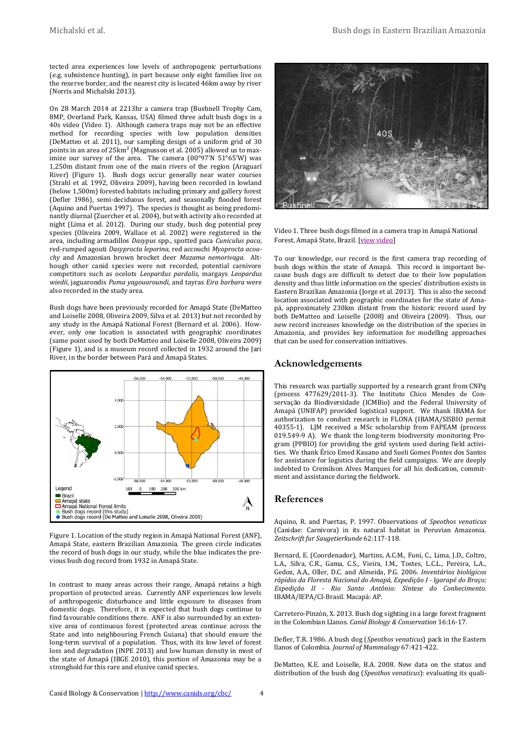tected area experiences low levels of anthropogenic perturbations (e.g. subsistence hunting), in part because only eight families live on the reserve border, and the nearest city is located 46km away by river (Norris and Michalski 2013).

On 28 March 2014 at 2213hr a camera trap (Bushnell Trophy Cam, 8MP, Overland Park, Kansas, USA) filmed three adult bush dogs in a 40s video (Video 1). Although camera traps may not be an effective method for recording species with low population densities (DeMatteo et al. 2011), our sampling design of a uniform grid of 30 points in an area of 25km$^2$ (Magnusson et al. 2005) allowed us to maximize our survey of the area. The camera (00°97'N 51°65'W) was 1,250m distant from one of the main rivers of the region (Araguarí River) (Figure 1). Bush dogs occur generally near water courses (Strahl et al. 1992, Oliveira 2009), having been recorded in lowland (below 1,500m) forested habitats including primary and gallery forest (Defler 1986), semi-deciduous forest, and seasonally flooded forest (Aquino and Puertas 1997). The species is thought as being predominantly diurnal (Zuercher et al. 2004), but with activity also recorded at night (Lima et al. 2012). During our study, bush dog potential prey species (Oliveira 2009, Wallace et al. 2002) were registered in the area, including armadillos *Dasypus* spp., spotted paca *Cuniculus paca*, red-rumped agouti *Dasyprocta leporina*, red accouchi *Myoprocta acouchy* and Amazonian brown brocket deer *Mazama nemorivaga*. Although other canid species were not recorded, potential carnivore competitors such as ocelots *Leopardus pardalis*, margays *Leopardus wiedii*, jaguarondis *Puma yagouaroundi*, and tayras *Eira barbara* were also recorded in the study area.

Bush dogs have been previously recorded for Amapá State (DeMatteo and Loiselle 2008, Oliveira 2009, Silva et al. 2013) but not recorded by any study in the Amapá National Forest (Bernard et al. 2006). However, only one location is associated with geographic coordinates (same point used by both DeMatteo and Loiselle 2008, Oliveira 2009) (Figure 1), and is a museum record collected in 1932 around the Jari River, in the border between Pará and Amapá States.

Figure 1. Location of the study region in Amapá National Forest (ANF), Amapá State, eastern Brazilian Amazonia. The green circle indicates the record of bush dogs in our study, while the blue indicates the previous bush dog record from 1932 in Amapá State.

In contrast to many areas across their range, Amapá retains a high proportion of protected areas. Currently ANF experiences low levels of anthropogenic disturbance and little exposure to diseases from domestic dogs. Therefore, it is expected that bush dogs continue to find favourable conditions there. ANF is also surrounded by an extensive area of continuous forest (protected areas continue across the State and into neighbouring French Guiana) that should ensure the long-term survival of a population. Thus, with its low level of forest loss and degradation (INPE 2013) and low human density in most of the state of Amapá (IBGE 2010), this portion of Amazonia may be a stronghold for this rare and elusive canid species.

Video 1. Three bush dogs filmed in a camera trap in Amapá National Forest, Amapá State, Brazil. [view video]

To our knowledge, our record is the first camera trap recording of bush dogs within the state of Amapá. This record is important because bush dogs are difficult to detect due to their low population density and thus little information on the species' distribution exists in Eastern Brazilian Amazonia (Jorge et al. 2013). This is also the second location associated with geographic coordinates for the state of Amapá, approximately 230km distant from the historic record used by both DeMatteo and Loiselle (2008) and Oliveira (2009). Thus, our new record increases knowledge on the distribution of the species in Amazonia, and provides key information for modelling approaches that can be used for conservation initiatives.

## Acknowledgements

This research was partially supported by a research grant from CNPq (process 477629/2011-3). The Instituto Chico Mendes de Conservação da Biodiversidade (ICMBio) and the Federal University of Amapá (UNIFAP) provided logistical support. We thank IBAMA for authorization to conduct research in FLONA (IBAMA/SISBIO permit 40355-1). LJM received a MSc scholarship from FAPEAM (process 019.549-9 A). We thank the long-term biodiversity monitoring Program (PPBIO) for providing the grid system used during field activities. We thank Érico Emed Kauano and Sueli Gomes Pontes dos Santos for assistance for logistics during the field campaigns. We are deeply indebted to Cremilson Alves Marques for all his dedication, commitment and assistance during the fieldwork.

## References

Aquino, R. and Puertas, P. 1997. Observations of *Speothos venaticus* (Canidae: Carnivora) in its natural habitat in Peruvian Amazonia. *Zeitschrift fur Saugetierkunde* 62:117-118.

Bernard, E. (Coordenador), Martins, A.C.M., Funi, C., Lima, J.D., Coltro, L.A., Silva, C.R., Gama, C.S., Vieira, I.M., Tostes, L.C.L., Pereira, L.A., Gedoz, A.A., Oller, D.C. and Almeida, P.G. 2006. *Inventários biológicos rápidos da Floresta Nacional do Amapá, Expedição I - Igarapé do Braço; Expedição II - Rio Santo Antônio: Síntese do Conhecimento.* IBAMA/IEPA/CI-Brasil. Macapá: AP.

Carretero-Pinzón, X. 2013. Bush dog sighting in a large forest fragment in the Colombian Llanos. *Canid Biology & Conservation* 16:16-17.

Defler, T.R. 1986. A bush dog (*Speothos venaticus*) pack in the Eastern llanos of Colombia. *Journal of Mammalogy* 67:421-422.

DeMatteo, K.E. and Loiselle, B.A. 2008. New data on the status and distribution of the bush dog (*Speothos venaticus*): evaluating its quali-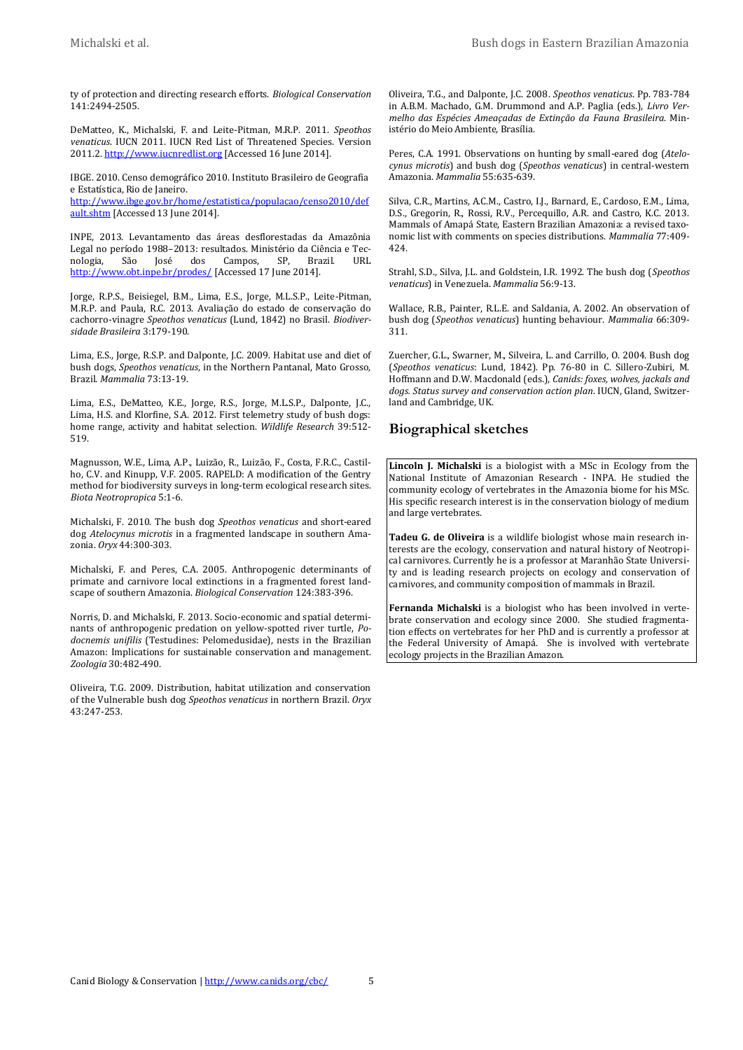ty of protection and directing research efforts. *Biological Conservation* 141:2494-2505.

DeMatteo, K., Michalski, F. and Leite-Pitman, M.R.P. 2011. *Speothos venaticus*. IUCN 2011. IUCN Red List of Threatened Species. Version 2011.2. http://www.iucnredlist.org [Accessed 16 June 2014].

IBGE. 2010. Censo demográfico 2010. Instituto Brasileiro de Geografia e Estatística, Rio de Janeiro. http://www.ibge.gov.br/home/estatistica/populacao/censo2010/default.shtm [Accessed 13 June 2014].

INPE, 2013. Levantamento das áreas desflorestadas da Amazônia Legal no período 1988–2013: resultados. Ministério da Ciência e Tecnologia, São José dos Campos, SP, Brazil. URL http://www.obt.inpe.br/prodes/ [Accessed 17 June 2014].

Jorge, R.P.S., Beisiegel, B.M., Lima, E.S., Jorge, M.L.S.P., Leite-Pitman, M.R.P. and Paula, R.C. 2013. Avaliação do estado de conservação do cachorro-vinagre *Speothos venaticus* (Lund, 1842) no Brasil. *Biodiversidade Brasileira* 3:179-190.

Lima, E.S., Jorge, R.S.P. and Dalponte, J.C. 2009. Habitat use and diet of bush dogs, *Speothos venaticus*, in the Northern Pantanal, Mato Grosso, Brazil. *Mammalia* 73:13-19.

Lima, E.S., DeMatteo, K.E., Jorge, R.S., Jorge, M.L.S.P., Dalponte, J.C., Lima, H.S. and Klorfine, S.A. 2012. First telemetry study of bush dogs: home range, activity and habitat selection. *Wildlife Research* 39:512-519.

Magnusson, W.E., Lima, A.P., Luizão, R., Luizão, F., Costa, F.R.C., Castilho, C.V. and Kinupp, V.F. 2005. RAPELD: A modification of the Gentry method for biodiversity surveys in long-term ecological research sites. *Biota Neotropropica* 5:1-6.

Michalski, F. 2010. The bush dog *Speothos venaticus* and short-eared dog *Atelocynus microtis* in a fragmented landscape in southern Amazonia. *Oryx* 44:300-303.

Michalski, F. and Peres, C.A. 2005. Anthropogenic determinants of primate and carnivore local extinctions in a fragmented forest landscape of southern Amazonia. *Biological Conservation* 124:383-396.

Norris, D. and Michalski, F. 2013. Socio-economic and spatial determinants of anthropogenic predation on yellow-spotted river turtle, *Podocnemis unifilis* (Testudines: Pelomedusidae), nests in the Brazilian Amazon: Implications for sustainable conservation and management. *Zoologia* 30:482-490.

Oliveira, T.G. 2009. Distribution, habitat utilization and conservation of the Vulnerable bush dog *Speothos venaticus* in northern Brazil. *Oryx* 43:247-253.

Oliveira, T.G., and Dalponte, J.C. 2008. *Speothos venaticus*. Pp. 783-784 in A.B.M. Machado, G.M. Drummond and A.P. Paglia (eds.), *Livro Vermelho das Espécies Ameaçadas de Extinção da Fauna Brasileira*. Ministério do Meio Ambiente, Brasília.

Peres, C.A. 1991. Observations on hunting by small-eared dog (*Atelocynus microtis*) and bush dog (*Speothos venaticus*) in central-western Amazonia. *Mammalia* 55:635-639.

Silva, C.R., Martins, A.C.M., Castro, I.J., Barnard, E., Cardoso, E.M., Lima, D.S., Gregorin, R., Rossi, R.V., Percequillo, A.R. and Castro, K.C. 2013. Mammals of Amapá State, Eastern Brazilian Amazonia: a revised taxonomic list with comments on species distributions. *Mammalia* 77:409-424.

Strahl, S.D., Silva, J.L. and Goldstein, I.R. 1992. The bush dog (*Speothos venaticus*) in Venezuela. *Mammalia* 56:9-13.

Wallace, R.B., Painter, R.L.E. and Saldania, A. 2002. An observation of bush dog (*Speothos venaticus*) hunting behaviour. *Mammalia* 66:309-311.

Zuercher, G.L., Swarner, M., Silveira, L. and Carrillo, O. 2004. Bush dog (*Speothos venaticus*: Lund, 1842). Pp. 76-80 in C. Sillero-Zubiri, M. Hoffmann and D.W. Macdonald (eds.), *Canids: foxes, wolves, jackals and dogs. Status survey and conservation action plan*. IUCN, Gland, Switzerland and Cambridge, UK.

## Biographical sketches

**Lincoln J. Michalski** is a biologist with a MSc in Ecology from the National Institute of Amazonian Research - INPA. He studied the community ecology of vertebrates in the Amazonia biome for his MSc. His specific research interest is in the conservation biology of medium and large vertebrates.

**Tadeu G. de Oliveira** is a wildlife biologist whose main research interests are the ecology, conservation and natural history of Neotropical carnivores. Currently he is a professor at Maranhão State University and is leading research projects on ecology and conservation of carnivores, and community composition of mammals in Brazil.

**Fernanda Michalski** is a biologist who has been involved in vertebrate conservation and ecology since 2000. She studied fragmentation effects on vertebrates for her PhD and is currently a professor at the Federal University of Amapá. She is involved with vertebrate ecology projects in the Brazilian Amazon.